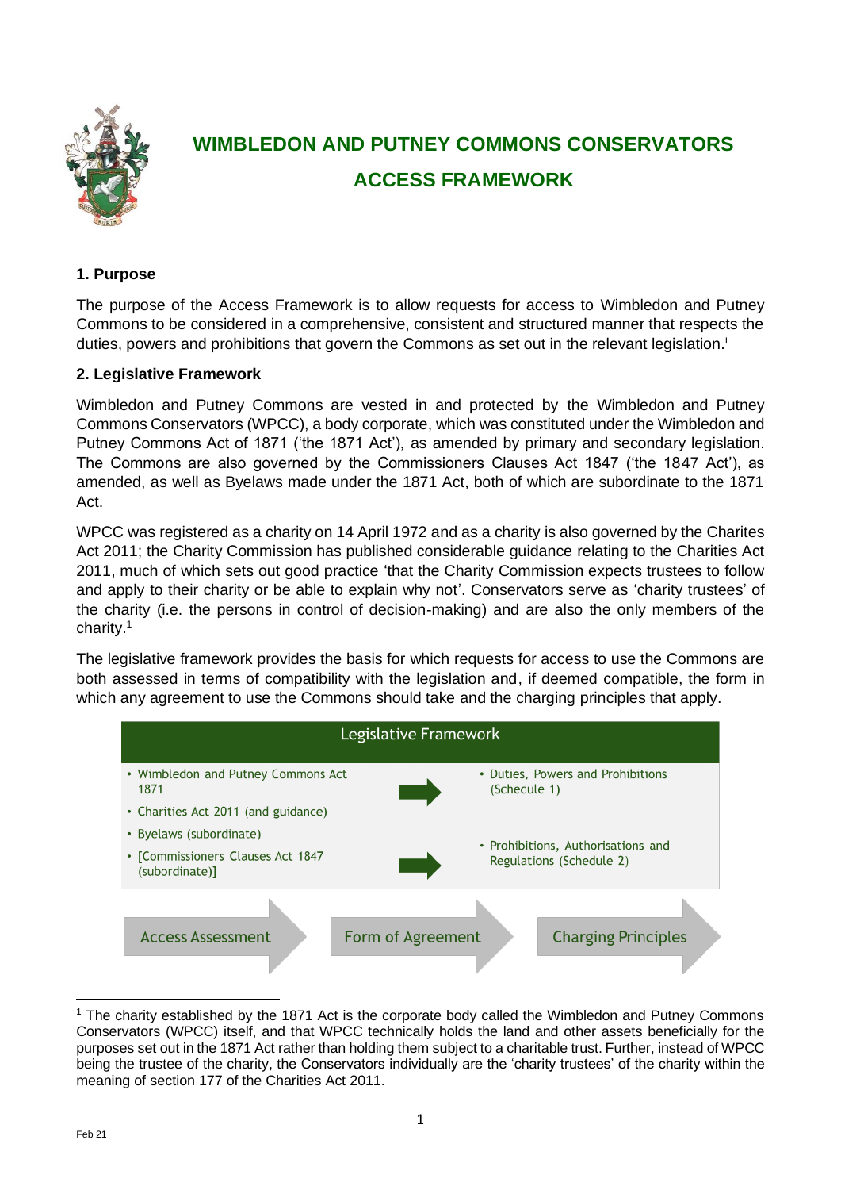# WIMBLEDON AND PUTNEY COMMONS CONSERVATORS

# ACCESS FRAMEWORK

### 1. Purpose

The purpose of the Access Framework is to allow requests for access to Wimbledon and Putney Commons to be considered in a comprehensive, consistent and structured manner that respects the duties, powers and prohibitions that govern the Commons as set out in the relevant legislation.[i]

### 2. Legislative Framework

Wimbledon and Putney Commons are vested in and protected by the Wimbledon and Putney Commons Conservators (WPCC), a body corporate, which was constituted under the Wimbledon and Putney Commons Act of 1871 ('the 1871 Act'), as amended by primary and secondary legislation. The Commons are also governed by the Commissioners Clauses Act 1847 ('the 1847 Act'), as amended, as well as Byelaws made under the 1871 Act, both of which are subordinate to the 1871 Act.

WPCC was registered as a charity on 14 April 1972 and as a charity is also governed by the Charites Act 2011; the Charity Commission has published considerable guidance relating to the Charities Act 2011, much of which sets out good practice 'that the Charity Commission expects trustees to follow and apply to their charity or be able to explain why not'. Conservators serve as 'charity trustees' of the charity (i.e. the persons in control of decision-making) and are also the only members of the charity.[1]

The legislative framework provides the basis for which requests for access to use the Commons are both assessed in terms of compatibility with the legislation and, if deemed compatible, the form in which any agreement to use the Commons should take and the charging principles that apply.

**Legislative Framework**

- Wimbledon and Putney Commons Act 1871
- Charities Act 2011 (and guidance)
- Byelaws (subordinate)
- [Commissioners Clauses Act 1847 (subordinate)]

→ Duties, Powers and Prohibitions (Schedule 1)

→ Prohibitions, Authorisations and Regulations (Schedule 2)

Access Assessment → Form of Agreement → Charging Principles

[1] The charity established by the 1871 Act is the corporate body called the Wimbledon and Putney Commons Conservators (WPCC) itself, and that WPCC technically holds the land and other assets beneficially for the purposes set out in the 1871 Act rather than holding them subject to a charitable trust. Further, instead of WPCC being the trustee of the charity, the Conservators individually are the 'charity trustees' of the charity within the meaning of section 177 of the Charities Act 2011.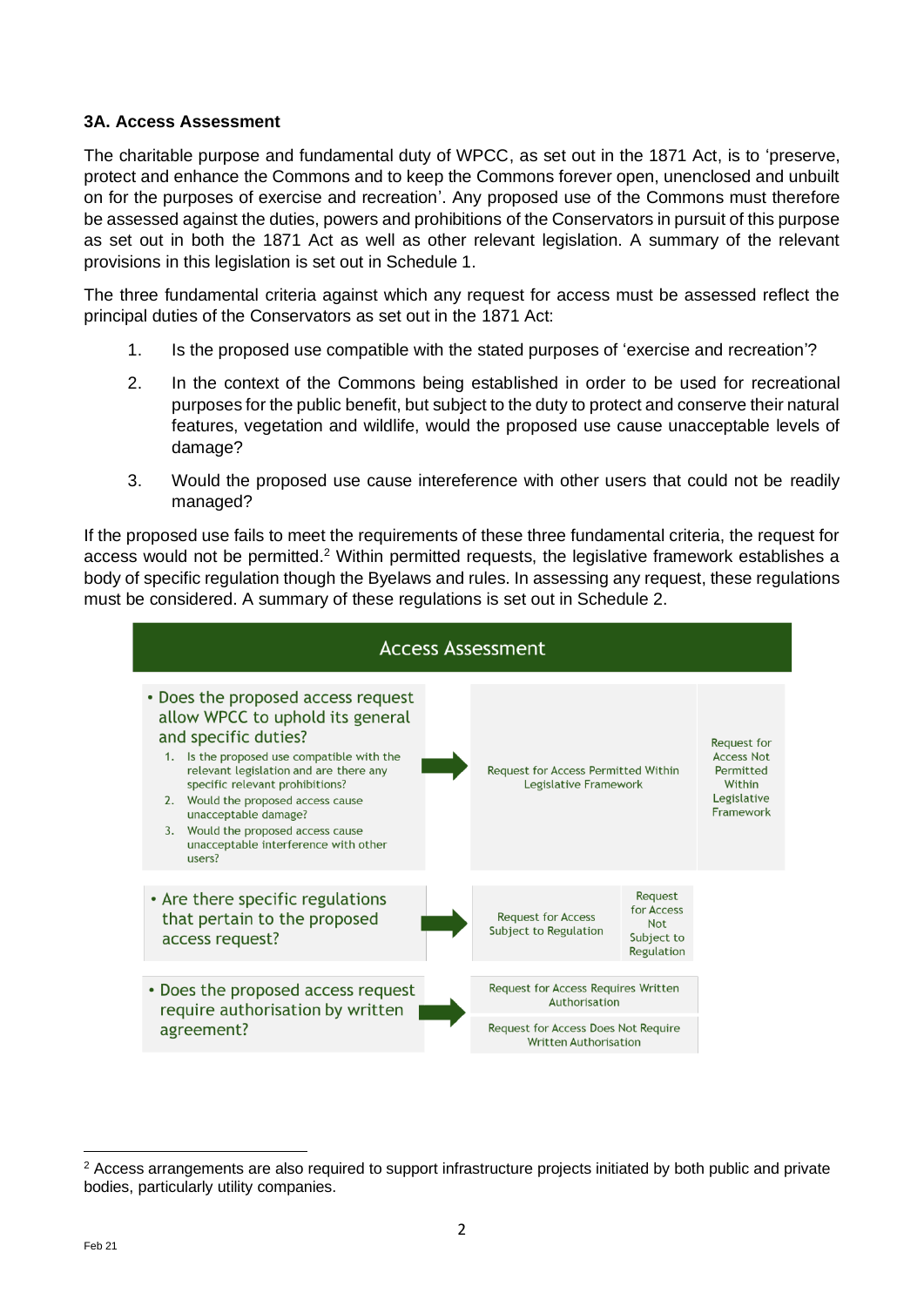### 3A. Access Assessment

The charitable purpose and fundamental duty of WPCC, as set out in the 1871 Act, is to 'preserve, protect and enhance the Commons and to keep the Commons forever open, unenclosed and unbuilt on for the purposes of exercise and recreation'. Any proposed use of the Commons must therefore be assessed against the duties, powers and prohibitions of the Conservators in pursuit of this purpose as set out in both the 1871 Act as well as other relevant legislation. A summary of the relevant provisions in this legislation is set out in Schedule 1.

The three fundamental criteria against which any request for access must be assessed reflect the principal duties of the Conservators as set out in the 1871 Act:

1. Is the proposed use compatible with the stated purposes of 'exercise and recreation'?
2. In the context of the Commons being established in order to be used for recreational purposes for the public benefit, but subject to the duty to protect and conserve their natural features, vegetation and wildlife, would the proposed use cause unacceptable levels of damage?
3. Would the proposed use cause intereference with other users that could not be readily managed?

If the proposed use fails to meet the requirements of these three fundamental criteria, the request for access would not be permitted.[2] Within permitted requests, the legislative framework establishes a body of specific regulation though the Byelaws and rules. In assessing any request, these regulations must be considered. A summary of these regulations is set out in Schedule 2.

**Access Assessment**

| Question | Outcome | |
|---|---|---|
| • Does the proposed access request allow WPCC to uphold its general and specific duties?<br>1. Is the proposed use compatible with the relevant legislation and are there any specific relevant prohibitions?<br>2. Would the proposed access cause unacceptable damage?<br>3. Would the proposed access cause unacceptable interference with other users? | Request for Access Permitted Within Legislative Framework | Request for Access Not Permitted Within Legislative Framework |
| • Are there specific regulations that pertain to the proposed access request? | Request for Access Subject to Regulation | Request for Access Not Subject to Regulation |
| • Does the proposed access request require authorisation by written agreement? | Request for Access Requires Written Authorisation | Request for Access Does Not Require Written Authorisation |

[2] Access arrangements are also required to support infrastructure projects initiated by both public and private bodies, particularly utility companies.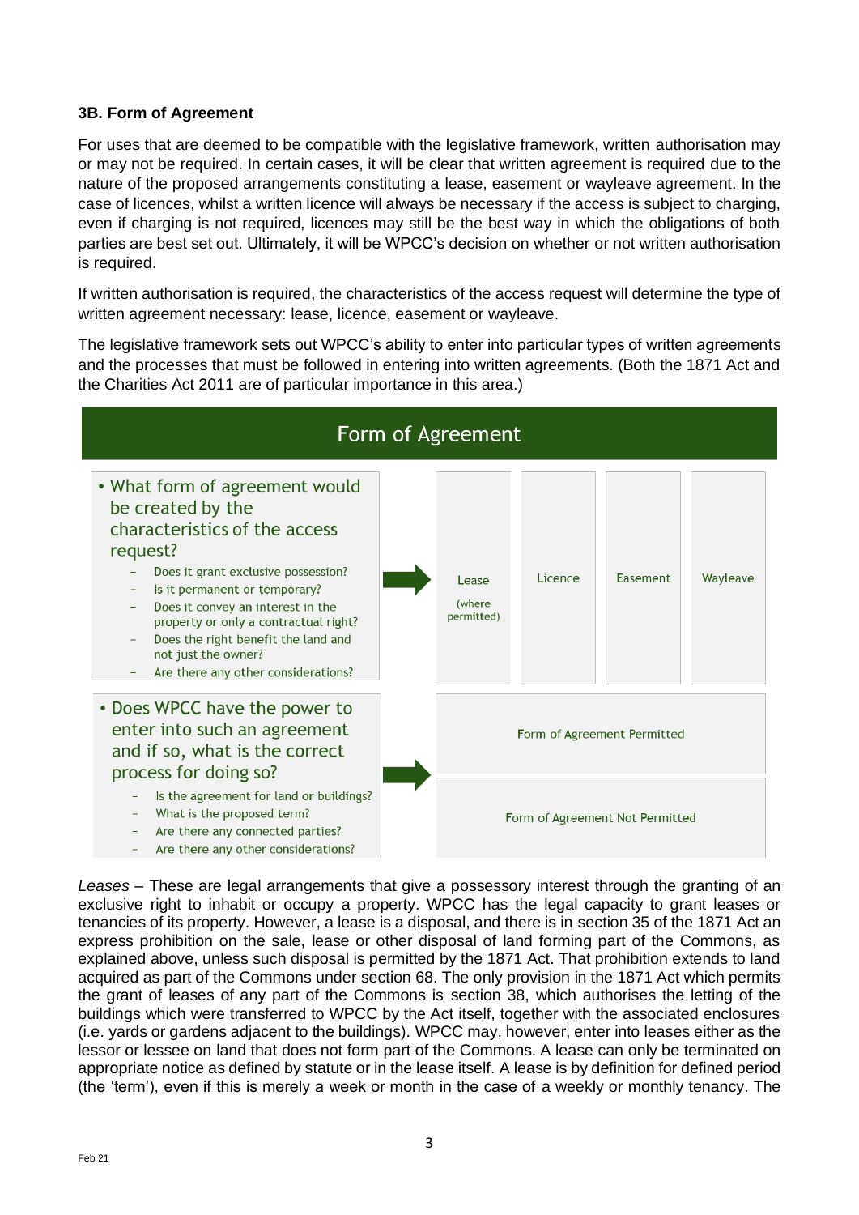### 3B. Form of Agreement

For uses that are deemed to be compatible with the legislative framework, written authorisation may or may not be required. In certain cases, it will be clear that written agreement is required due to the nature of the proposed arrangements constituting a lease, easement or wayleave agreement. In the case of licences, whilst a written licence will always be necessary if the access is subject to charging, even if charging is not required, licences may still be the best way in which the obligations of both parties are best set out. Ultimately, it will be WPCC's decision on whether or not written authorisation is required.

If written authorisation is required, the characteristics of the access request will determine the type of written agreement necessary: lease, licence, easement or wayleave.

The legislative framework sets out WPCC's ability to enter into particular types of written agreements and the processes that must be followed in entering into written agreements. (Both the 1871 Act and the Charities Act 2011 are of particular importance in this area.)

**Form of Agreement**

- What form of agreement would be created by the characteristics of the access request?
  - Does it grant exclusive possession?
  - Is it permanent or temporary?
  - Does it convey an interest in the property or only a contractual right?
  - Does the right benefit the land and not just the owner?
  - Are there any other considerations?

→ Lease (where permitted) | Licence | Easement | Wayleave

- Does WPCC have the power to enter into such an agreement and if so, what is the correct process for doing so?
  - Is the agreement for land or buildings?
  - What is the proposed term?
  - Are there any connected parties?
  - Are there any other considerations?

→ Form of Agreement Permitted | Form of Agreement Not Permitted

*Leases* – These are legal arrangements that give a possessory interest through the granting of an exclusive right to inhabit or occupy a property. WPCC has the legal capacity to grant leases or tenancies of its property. However, a lease is a disposal, and there is in section 35 of the 1871 Act an express prohibition on the sale, lease or other disposal of land forming part of the Commons, as explained above, unless such disposal is permitted by the 1871 Act. That prohibition extends to land acquired as part of the Commons under section 68. The only provision in the 1871 Act which permits the grant of leases of any part of the Commons is section 38, which authorises the letting of the buildings which were transferred to WPCC by the Act itself, together with the associated enclosures (i.e. yards or gardens adjacent to the buildings). WPCC may, however, enter into leases either as the lessor or lessee on land that does not form part of the Commons. A lease can only be terminated on appropriate notice as defined by statute or in the lease itself. A lease is by definition for defined period (the 'term'), even if this is merely a week or month in the case of a weekly or monthly tenancy. The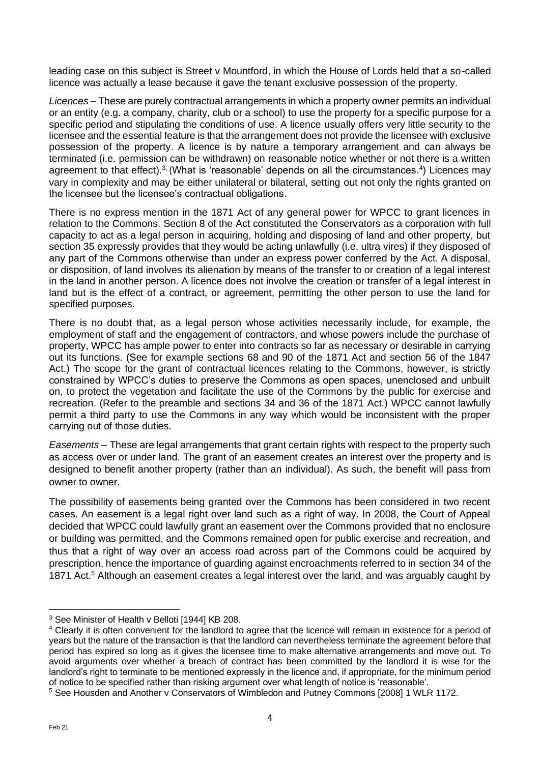leading case on this subject is Street v Mountford, in which the House of Lords held that a so-called licence was actually a lease because it gave the tenant exclusive possession of the property.

*Licences* – These are purely contractual arrangements in which a property owner permits an individual or an entity (e.g. a company, charity, club or a school) to use the property for a specific purpose for a specific period and stipulating the conditions of use. A licence usually offers very little security to the licensee and the essential feature is that the arrangement does not provide the licensee with exclusive possession of the property. A licence is by nature a temporary arrangement and can always be terminated (i.e. permission can be withdrawn) on reasonable notice whether or not there is a written agreement to that effect).[3] (What is 'reasonable' depends on all the circumstances.[4]) Licences may vary in complexity and may be either unilateral or bilateral, setting out not only the rights granted on the licensee but the licensee's contractual obligations.

There is no express mention in the 1871 Act of any general power for WPCC to grant licences in relation to the Commons. Section 8 of the Act constituted the Conservators as a corporation with full capacity to act as a legal person in acquiring, holding and disposing of land and other property, but section 35 expressly provides that they would be acting unlawfully (i.e. ultra vires) if they disposed of any part of the Commons otherwise than under an express power conferred by the Act. A disposal, or disposition, of land involves its alienation by means of the transfer to or creation of a legal interest in the land in another person. A licence does not involve the creation or transfer of a legal interest in land but is the effect of a contract, or agreement, permitting the other person to use the land for specified purposes.

There is no doubt that, as a legal person whose activities necessarily include, for example, the employment of staff and the engagement of contractors, and whose powers include the purchase of property, WPCC has ample power to enter into contracts so far as necessary or desirable in carrying out its functions. (See for example sections 68 and 90 of the 1871 Act and section 56 of the 1847 Act.) The scope for the grant of contractual licences relating to the Commons, however, is strictly constrained by WPCC's duties to preserve the Commons as open spaces, unenclosed and unbuilt on, to protect the vegetation and facilitate the use of the Commons by the public for exercise and recreation. (Refer to the preamble and sections 34 and 36 of the 1871 Act.) WPCC cannot lawfully permit a third party to use the Commons in any way which would be inconsistent with the proper carrying out of those duties.

*Easements* – These are legal arrangements that grant certain rights with respect to the property such as access over or under land. The grant of an easement creates an interest over the property and is designed to benefit another property (rather than an individual). As such, the benefit will pass from owner to owner.

The possibility of easements being granted over the Commons has been considered in two recent cases. An easement is a legal right over land such as a right of way. In 2008, the Court of Appeal decided that WPCC could lawfully grant an easement over the Commons provided that no enclosure or building was permitted, and the Commons remained open for public exercise and recreation, and thus that a right of way over an access road across part of the Commons could be acquired by prescription, hence the importance of guarding against encroachments referred to in section 34 of the 1871 Act.[5] Although an easement creates a legal interest over the land, and was arguably caught by

---

[3] See Minister of Health v Belloti [1944] KB 208.

[4] Clearly it is often convenient for the landlord to agree that the licence will remain in existence for a period of years but the nature of the transaction is that the landlord can nevertheless terminate the agreement before that period has expired so long as it gives the licensee time to make alternative arrangements and move out. To avoid arguments over whether a breach of contract has been committed by the landlord it is wise for the landlord's right to terminate to be mentioned expressly in the licence and, if appropriate, for the minimum period of notice to be specified rather than risking argument over what length of notice is 'reasonable'.

[5] See Housden and Another v Conservators of Wimbledon and Putney Commons [2008] 1 WLR 1172.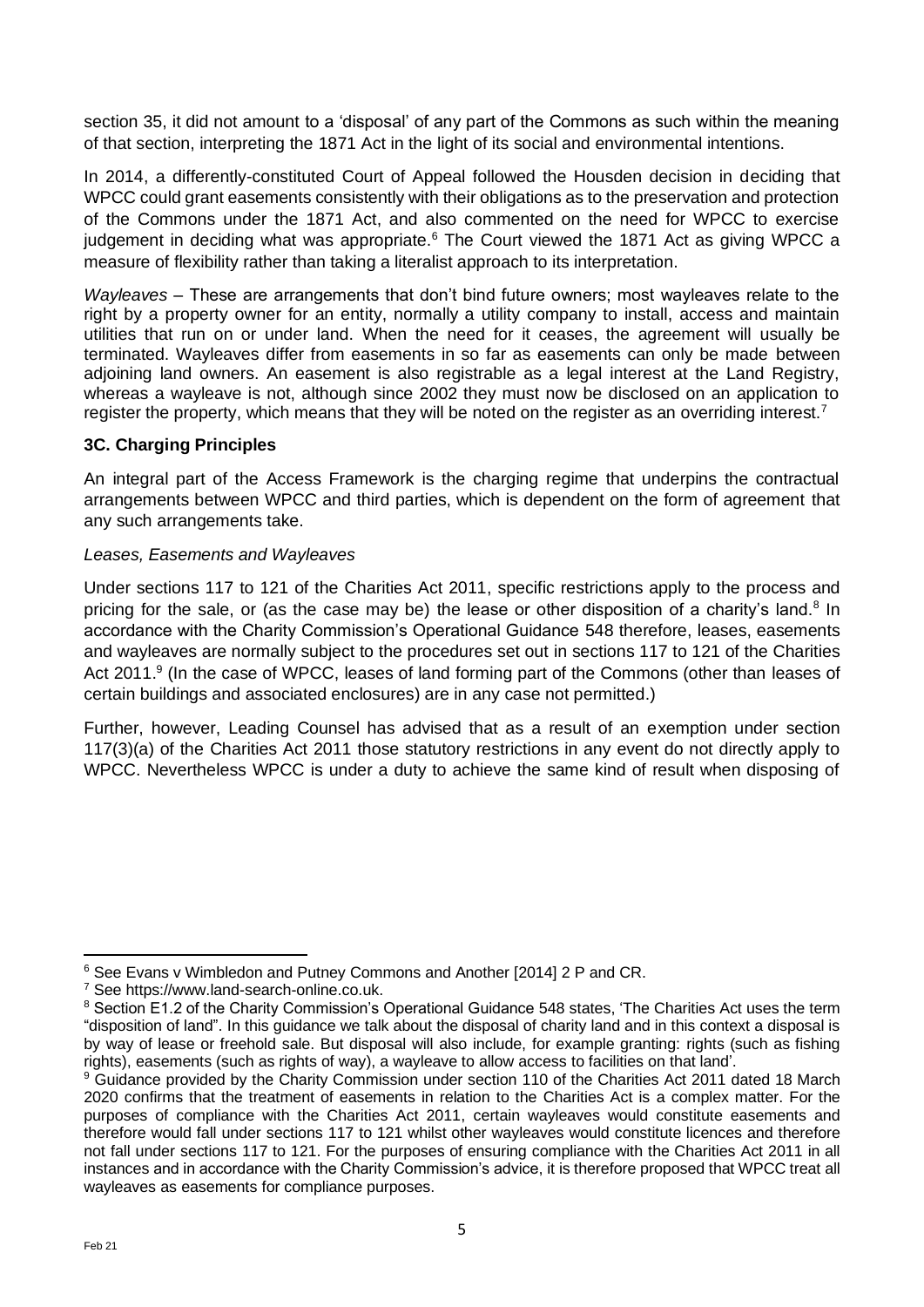section 35, it did not amount to a 'disposal' of any part of the Commons as such within the meaning of that section, interpreting the 1871 Act in the light of its social and environmental intentions.

In 2014, a differently-constituted Court of Appeal followed the Housden decision in deciding that WPCC could grant easements consistently with their obligations as to the preservation and protection of the Commons under the 1871 Act, and also commented on the need for WPCC to exercise judgement in deciding what was appropriate.[6] The Court viewed the 1871 Act as giving WPCC a measure of flexibility rather than taking a literalist approach to its interpretation.

*Wayleaves* – These are arrangements that don't bind future owners; most wayleaves relate to the right by a property owner for an entity, normally a utility company to install, access and maintain utilities that run on or under land. When the need for it ceases, the agreement will usually be terminated. Wayleaves differ from easements in so far as easements can only be made between adjoining land owners. An easement is also registrable as a legal interest at the Land Registry, whereas a wayleave is not, although since 2002 they must now be disclosed on an application to register the property, which means that they will be noted on the register as an overriding interest.[7]

### 3C. Charging Principles

An integral part of the Access Framework is the charging regime that underpins the contractual arrangements between WPCC and third parties, which is dependent on the form of agreement that any such arrangements take.

*Leases, Easements and Wayleaves*

Under sections 117 to 121 of the Charities Act 2011, specific restrictions apply to the process and pricing for the sale, or (as the case may be) the lease or other disposition of a charity's land.[8] In accordance with the Charity Commission's Operational Guidance 548 therefore, leases, easements and wayleaves are normally subject to the procedures set out in sections 117 to 121 of the Charities Act 2011.[9] (In the case of WPCC, leases of land forming part of the Commons (other than leases of certain buildings and associated enclosures) are in any case not permitted.)

Further, however, Leading Counsel has advised that as a result of an exemption under section 117(3)(a) of the Charities Act 2011 those statutory restrictions in any event do not directly apply to WPCC. Nevertheless WPCC is under a duty to achieve the same kind of result when disposing of

---

[6] See Evans v Wimbledon and Putney Commons and Another [2014] 2 P and CR.

[7] See https://www.land-search-online.co.uk.

[8] Section E1.2 of the Charity Commission's Operational Guidance 548 states, 'The Charities Act uses the term "disposition of land". In this guidance we talk about the disposal of charity land and in this context a disposal is by way of lease or freehold sale. But disposal will also include, for example granting: rights (such as fishing rights), easements (such as rights of way), a wayleave to allow access to facilities on that land'.

[9] Guidance provided by the Charity Commission under section 110 of the Charities Act 2011 dated 18 March 2020 confirms that the treatment of easements in relation to the Charities Act is a complex matter. For the purposes of compliance with the Charities Act 2011, certain wayleaves would constitute easements and therefore would fall under sections 117 to 121 whilst other wayleaves would constitute licences and therefore not fall under sections 117 to 121. For the purposes of ensuring compliance with the Charities Act 2011 in all instances and in accordance with the Charity Commission's advice, it is therefore proposed that WPCC treat all wayleaves as easements for compliance purposes.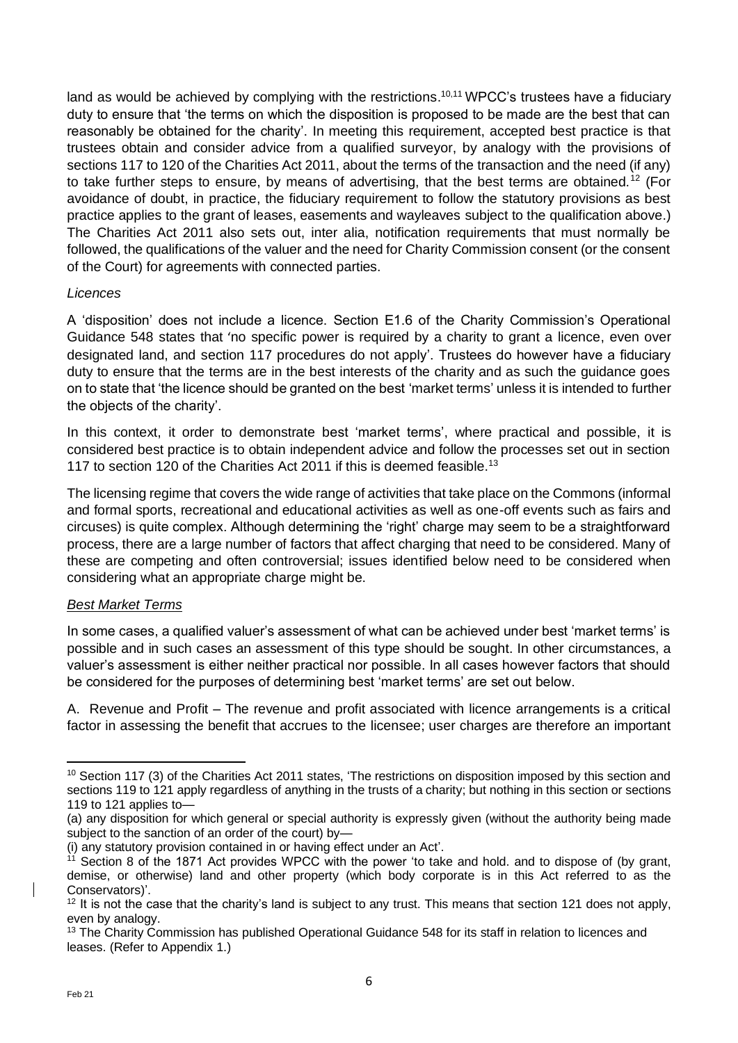land as would be achieved by complying with the restrictions.[10,11] WPCC's trustees have a fiduciary duty to ensure that 'the terms on which the disposition is proposed to be made are the best that can reasonably be obtained for the charity'. In meeting this requirement, accepted best practice is that trustees obtain and consider advice from a qualified surveyor, by analogy with the provisions of sections 117 to 120 of the Charities Act 2011, about the terms of the transaction and the need (if any) to take further steps to ensure, by means of advertising, that the best terms are obtained.[12] (For avoidance of doubt, in practice, the fiduciary requirement to follow the statutory provisions as best practice applies to the grant of leases, easements and wayleaves subject to the qualification above.) The Charities Act 2011 also sets out, inter alia, notification requirements that must normally be followed, the qualifications of the valuer and the need for Charity Commission consent (or the consent of the Court) for agreements with connected parties.

*Licences*

A 'disposition' does not include a licence. Section E1.6 of the Charity Commission's Operational Guidance 548 states that 'no specific power is required by a charity to grant a licence, even over designated land, and section 117 procedures do not apply'. Trustees do however have a fiduciary duty to ensure that the terms are in the best interests of the charity and as such the guidance goes on to state that 'the licence should be granted on the best 'market terms' unless it is intended to further the objects of the charity'.

In this context, it order to demonstrate best 'market terms', where practical and possible, it is considered best practice is to obtain independent advice and follow the processes set out in section 117 to section 120 of the Charities Act 2011 if this is deemed feasible.[13]

The licensing regime that covers the wide range of activities that take place on the Commons (informal and formal sports, recreational and educational activities as well as one-off events such as fairs and circuses) is quite complex. Although determining the 'right' charge may seem to be a straightforward process, there are a large number of factors that affect charging that need to be considered. Many of these are competing and often controversial; issues identified below need to be considered when considering what an appropriate charge might be.

*Best Market Terms*

In some cases, a qualified valuer's assessment of what can be achieved under best 'market terms' is possible and in such cases an assessment of this type should be sought. In other circumstances, a valuer's assessment is either neither practical nor possible. In all cases however factors that should be considered for the purposes of determining best 'market terms' are set out below.

A. Revenue and Profit – The revenue and profit associated with licence arrangements is a critical factor in assessing the benefit that accrues to the licensee; user charges are therefore an important

---

[10] Section 117 (3) of the Charities Act 2011 states, 'The restrictions on disposition imposed by this section and sections 119 to 121 apply regardless of anything in the trusts of a charity; but nothing in this section or sections 119 to 121 applies to—

(a) any disposition for which general or special authority is expressly given (without the authority being made subject to the sanction of an order of the court) by—

(i) any statutory provision contained in or having effect under an Act'.

[11] Section 8 of the 1871 Act provides WPCC with the power 'to take and hold. and to dispose of (by grant, demise, or otherwise) land and other property (which body corporate is in this Act referred to as the Conservators)'.

[12] It is not the case that the charity's land is subject to any trust. This means that section 121 does not apply, even by analogy.

[13] The Charity Commission has published Operational Guidance 548 for its staff in relation to licences and leases. (Refer to Appendix 1.)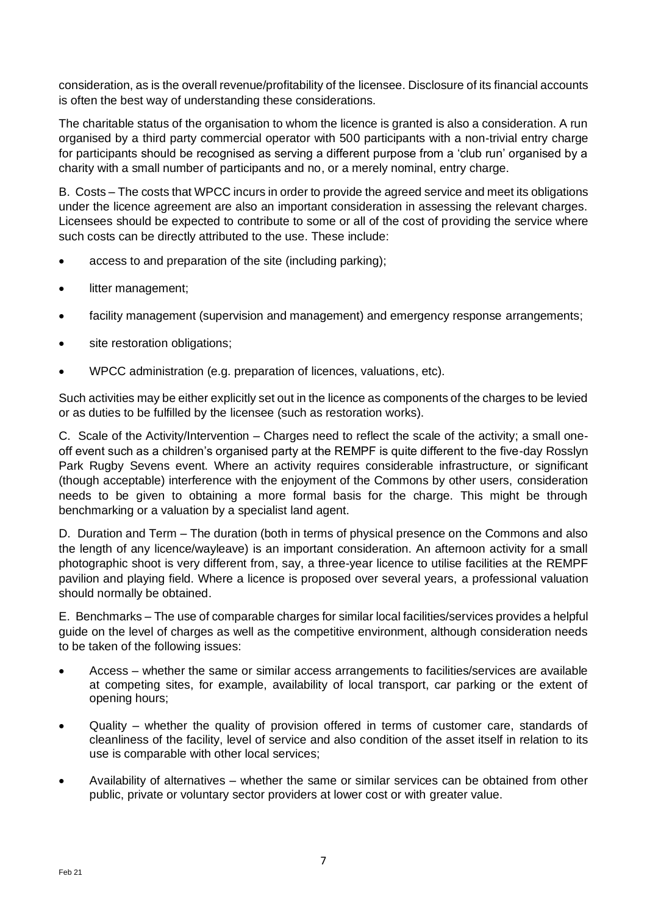consideration, as is the overall revenue/profitability of the licensee. Disclosure of its financial accounts is often the best way of understanding these considerations.

The charitable status of the organisation to whom the licence is granted is also a consideration. A run organised by a third party commercial operator with 500 participants with a non-trivial entry charge for participants should be recognised as serving a different purpose from a 'club run' organised by a charity with a small number of participants and no, or a merely nominal, entry charge.

B. Costs – The costs that WPCC incurs in order to provide the agreed service and meet its obligations under the licence agreement are also an important consideration in assessing the relevant charges. Licensees should be expected to contribute to some or all of the cost of providing the service where such costs can be directly attributed to the use. These include:

- access to and preparation of the site (including parking);
- litter management;
- facility management (supervision and management) and emergency response arrangements;
- site restoration obligations;
- WPCC administration (e.g. preparation of licences, valuations, etc).

Such activities may be either explicitly set out in the licence as components of the charges to be levied or as duties to be fulfilled by the licensee (such as restoration works).

C. Scale of the Activity/Intervention – Charges need to reflect the scale of the activity; a small one-off event such as a children's organised party at the REMPF is quite different to the five-day Rosslyn Park Rugby Sevens event. Where an activity requires considerable infrastructure, or significant (though acceptable) interference with the enjoyment of the Commons by other users, consideration needs to be given to obtaining a more formal basis for the charge. This might be through benchmarking or a valuation by a specialist land agent.

D. Duration and Term – The duration (both in terms of physical presence on the Commons and also the length of any licence/wayleave) is an important consideration. An afternoon activity for a small photographic shoot is very different from, say, a three-year licence to utilise facilities at the REMPF pavilion and playing field. Where a licence is proposed over several years, a professional valuation should normally be obtained.

E. Benchmarks – The use of comparable charges for similar local facilities/services provides a helpful guide on the level of charges as well as the competitive environment, although consideration needs to be taken of the following issues:

- Access – whether the same or similar access arrangements to facilities/services are available at competing sites, for example, availability of local transport, car parking or the extent of opening hours;
- Quality – whether the quality of provision offered in terms of customer care, standards of cleanliness of the facility, level of service and also condition of the asset itself in relation to its use is comparable with other local services;
- Availability of alternatives – whether the same or similar services can be obtained from other public, private or voluntary sector providers at lower cost or with greater value.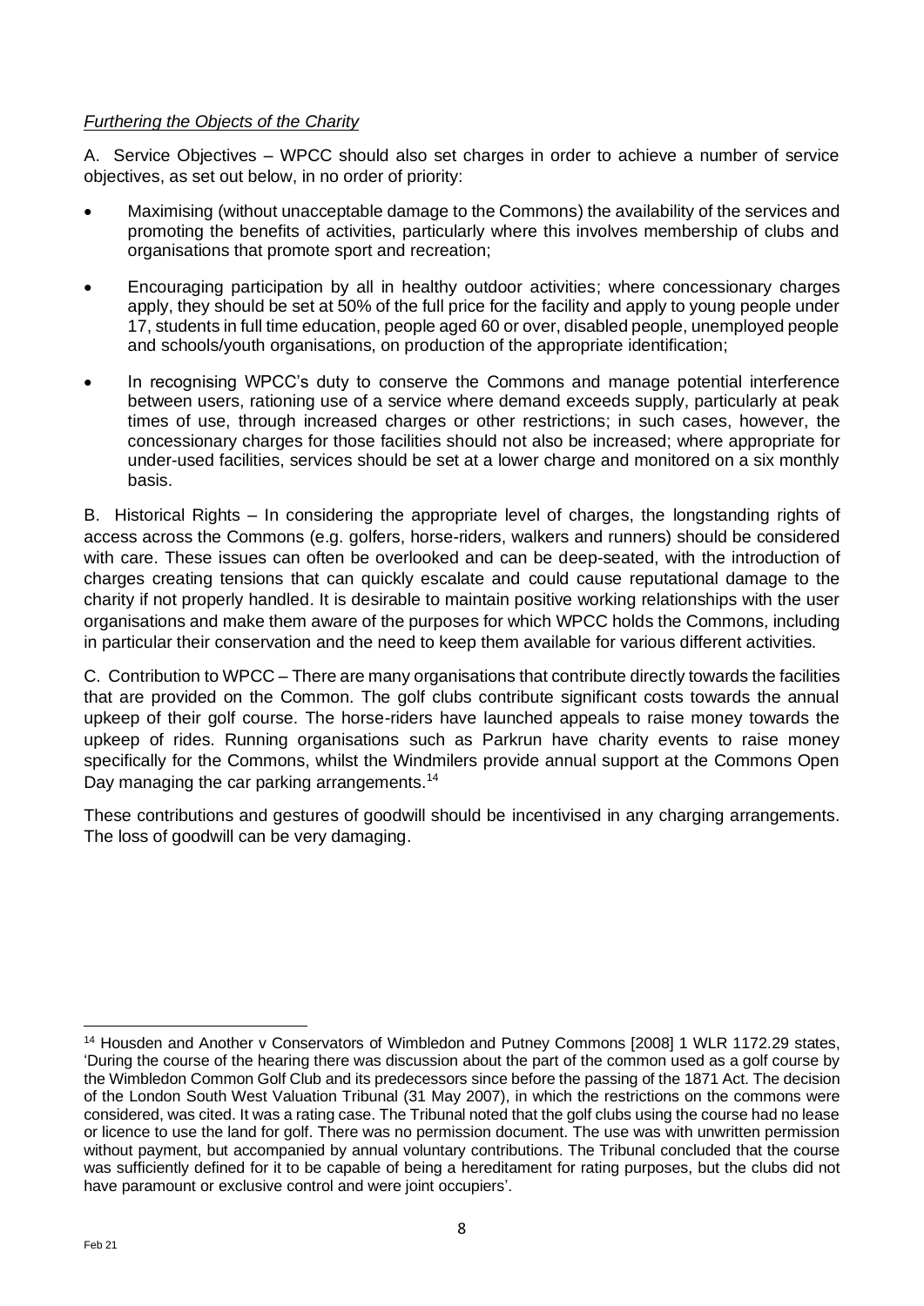*Furthering the Objects of the Charity*

A. Service Objectives – WPCC should also set charges in order to achieve a number of service objectives, as set out below, in no order of priority:

- Maximising (without unacceptable damage to the Commons) the availability of the services and promoting the benefits of activities, particularly where this involves membership of clubs and organisations that promote sport and recreation;
- Encouraging participation by all in healthy outdoor activities; where concessionary charges apply, they should be set at 50% of the full price for the facility and apply to young people under 17, students in full time education, people aged 60 or over, disabled people, unemployed people and schools/youth organisations, on production of the appropriate identification;
- In recognising WPCC's duty to conserve the Commons and manage potential interference between users, rationing use of a service where demand exceeds supply, particularly at peak times of use, through increased charges or other restrictions; in such cases, however, the concessionary charges for those facilities should not also be increased; where appropriate for under-used facilities, services should be set at a lower charge and monitored on a six monthly basis.

B. Historical Rights – In considering the appropriate level of charges, the longstanding rights of access across the Commons (e.g. golfers, horse-riders, walkers and runners) should be considered with care. These issues can often be overlooked and can be deep-seated, with the introduction of charges creating tensions that can quickly escalate and could cause reputational damage to the charity if not properly handled. It is desirable to maintain positive working relationships with the user organisations and make them aware of the purposes for which WPCC holds the Commons, including in particular their conservation and the need to keep them available for various different activities.

C. Contribution to WPCC – There are many organisations that contribute directly towards the facilities that are provided on the Common. The golf clubs contribute significant costs towards the annual upkeep of their golf course. The horse-riders have launched appeals to raise money towards the upkeep of rides. Running organisations such as Parkrun have charity events to raise money specifically for the Commons, whilst the Windmilers provide annual support at the Commons Open Day managing the car parking arrangements.[14]

These contributions and gestures of goodwill should be incentivised in any charging arrangements. The loss of goodwill can be very damaging.

---

[14] Housden and Another v Conservators of Wimbledon and Putney Commons [2008] 1 WLR 1172.29 states, 'During the course of the hearing there was discussion about the part of the common used as a golf course by the Wimbledon Common Golf Club and its predecessors since before the passing of the 1871 Act. The decision of the London South West Valuation Tribunal (31 May 2007), in which the restrictions on the commons were considered, was cited. It was a rating case. The Tribunal noted that the golf clubs using the course had no lease or licence to use the land for golf. There was no permission document. The use was with unwritten permission without payment, but accompanied by annual voluntary contributions. The Tribunal concluded that the course was sufficiently defined for it to be capable of being a hereditament for rating purposes, but the clubs did not have paramount or exclusive control and were joint occupiers'.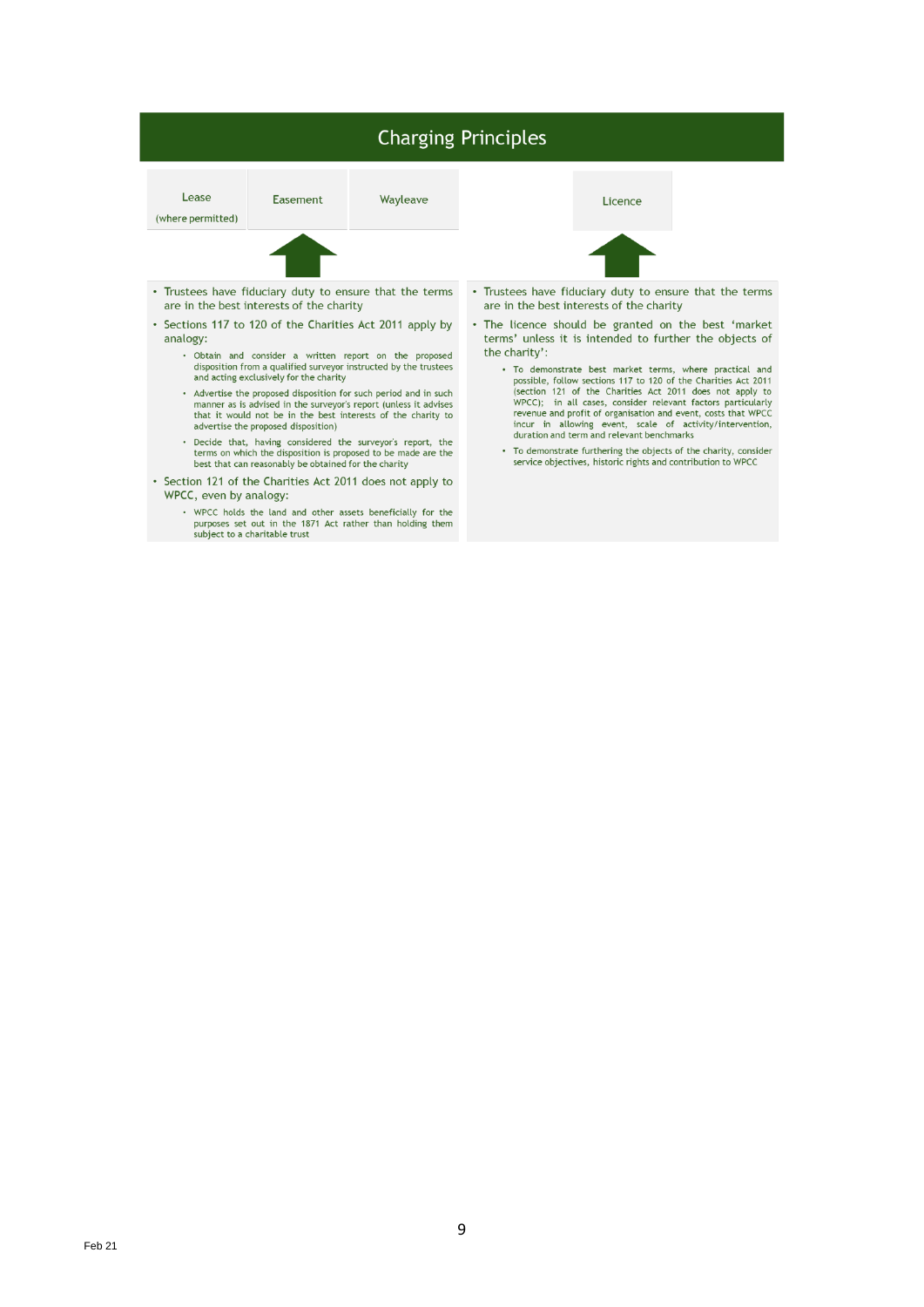# Charging Principles

## Lease (where permitted) / Easement / Wayleave

- Trustees have fiduciary duty to ensure that the terms are in the best interests of the charity
- Sections 117 to 120 of the Charities Act 2011 apply by analogy:
  - Obtain and consider a written report on the proposed disposition from a qualified surveyor instructed by the trustees and acting exclusively for the charity
  - Advertise the proposed disposition for such period and in such manner as is advised in the surveyor's report (unless it advises that it would not be in the best interests of the charity to advertise the proposed disposition)
  - Decide that, having considered the surveyor's report, the terms on which the disposition is proposed to be made are the best that can reasonably be obtained for the charity
- Section 121 of the Charities Act 2011 does not apply to WPCC, even by analogy:
  - WPCC holds the land and other assets beneficially for the purposes set out in the 1871 Act rather than holding them subject to a charitable trust

## Licence

- Trustees have fiduciary duty to ensure that the terms are in the best interests of the charity
- The licence should be granted on the best 'market terms' unless it is intended to further the objects of the charity':
  - To demonstrate best market terms, where practical and possible, follow sections 117 to 120 of the Charities Act 2011 (section 121 of the Charities Act 2011 does not apply to WPCC); in all cases, consider relevant factors particularly revenue and profit of organisation and event, costs that WPCC incur in allowing event, scale of activity/intervention, duration and term and relevant benchmarks
  - To demonstrate furthering the objects of the charity, consider service objectives, historic rights and contribution to WPCC

Feb 21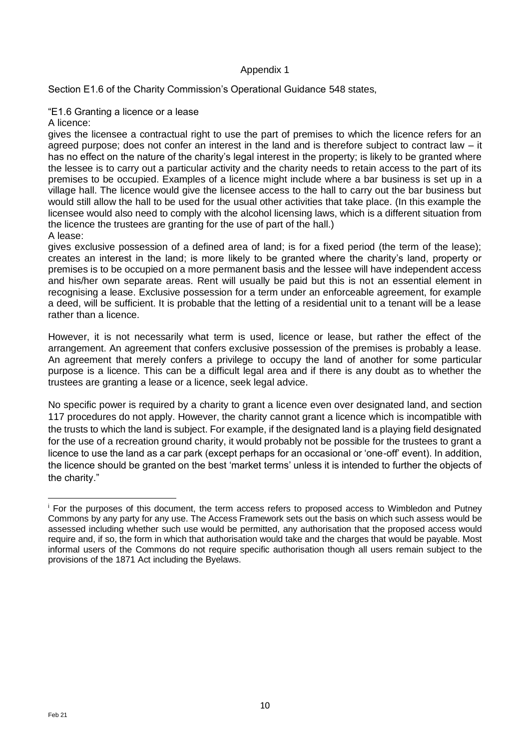Appendix 1

Section E1.6 of the Charity Commission's Operational Guidance 548 states,

"E1.6 Granting a licence or a lease

A licence:

gives the licensee a contractual right to use the part of premises to which the licence refers for an agreed purpose; does not confer an interest in the land and is therefore subject to contract law – it has no effect on the nature of the charity's legal interest in the property; is likely to be granted where the lessee is to carry out a particular activity and the charity needs to retain access to the part of its premises to be occupied. Examples of a licence might include where a bar business is set up in a village hall. The licence would give the licensee access to the hall to carry out the bar business but would still allow the hall to be used for the usual other activities that take place. (In this example the licensee would also need to comply with the alcohol licensing laws, which is a different situation from the licence the trustees are granting for the use of part of the hall.)

A lease:

gives exclusive possession of a defined area of land; is for a fixed period (the term of the lease); creates an interest in the land; is more likely to be granted where the charity's land, property or premises is to be occupied on a more permanent basis and the lessee will have independent access and his/her own separate areas. Rent will usually be paid but this is not an essential element in recognising a lease. Exclusive possession for a term under an enforceable agreement, for example a deed, will be sufficient. It is probable that the letting of a residential unit to a tenant will be a lease rather than a licence.

However, it is not necessarily what term is used, licence or lease, but rather the effect of the arrangement. An agreement that confers exclusive possession of the premises is probably a lease. An agreement that merely confers a privilege to occupy the land of another for some particular purpose is a licence. This can be a difficult legal area and if there is any doubt as to whether the trustees are granting a lease or a licence, seek legal advice.

No specific power is required by a charity to grant a licence even over designated land, and section 117 procedures do not apply. However, the charity cannot grant a licence which is incompatible with the trusts to which the land is subject. For example, if the designated land is a playing field designated for the use of a recreation ground charity, it would probably not be possible for the trustees to grant a licence to use the land as a car park (except perhaps for an occasional or 'one-off' event). In addition, the licence should be granted on the best 'market terms' unless it is intended to further the objects of the charity."

---

[i] For the purposes of this document, the term access refers to proposed access to Wimbledon and Putney Commons by any party for any use. The Access Framework sets out the basis on which such assess would be assessed including whether such use would be permitted, any authorisation that the proposed access would require and, if so, the form in which that authorisation would take and the charges that would be payable. Most informal users of the Commons do not require specific authorisation though all users remain subject to the provisions of the 1871 Act including the Byelaws.